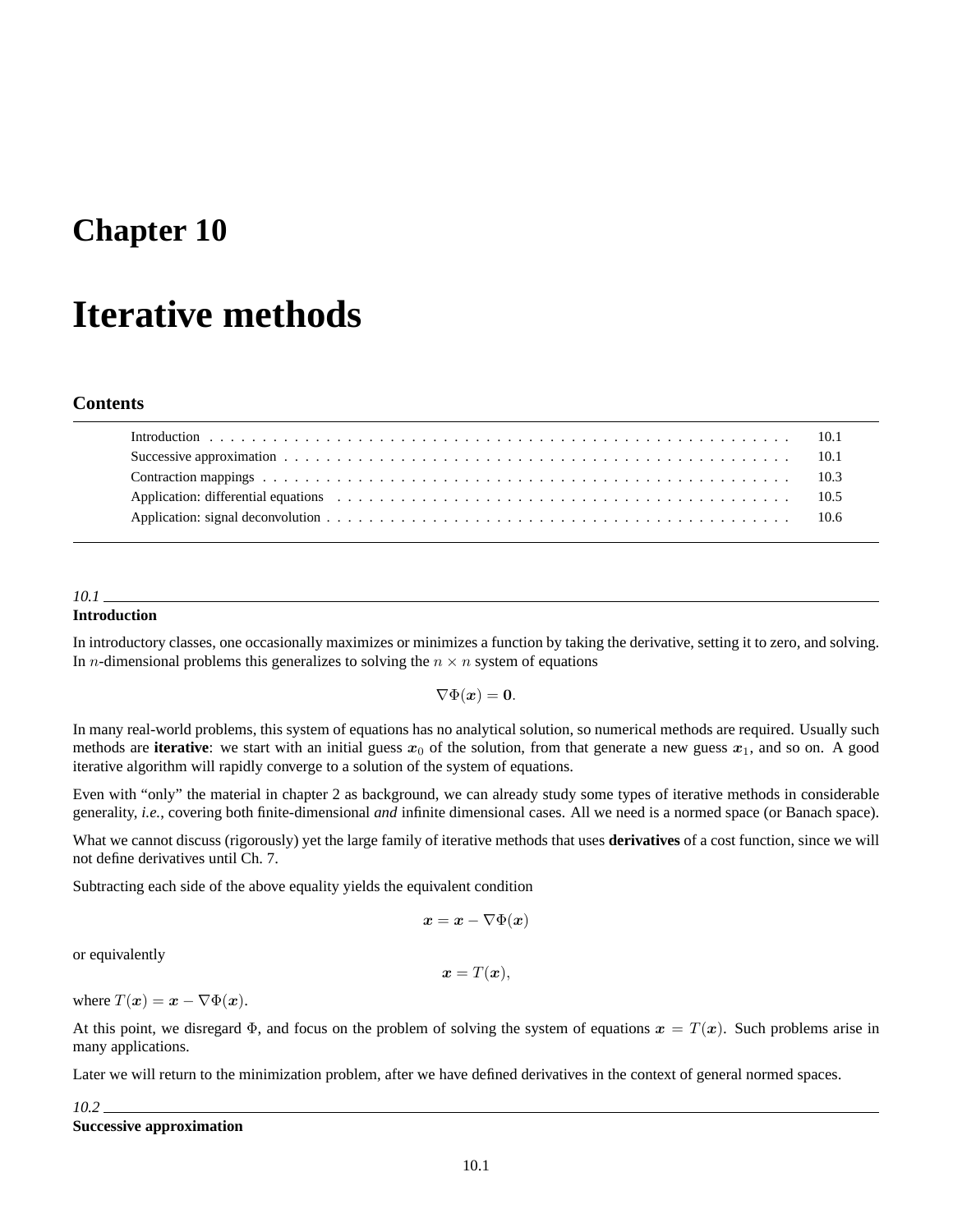# Chapter 10

# Iterative methods

## Contents

| | |
|---|---|
| Introduction | 10.1 |
| Successive approximation | 10.1 |
| Contraction mappings | 10.3 |
| Application: differential equations | 10.5 |
| Application: signal deconvolution | 10.6 |

*10.1*

### Introduction

In introductory classes, one occasionally maximizes or minimizes a function by taking the derivative, setting it to zero, and solving. In $n$-dimensional problems this generalizes to solving the $n \times n$ system of equations

$$\nabla \Phi(\boldsymbol{x}) = \mathbf{0}.$$

In many real-world problems, this system of equations has no analytical solution, so numerical methods are required. Usually such methods are **iterative**: we start with an initial guess $\boldsymbol{x}_0$ of the solution, from that generate a new guess $\boldsymbol{x}_1$, and so on. A good iterative algorithm will rapidly converge to a solution of the system of equations.

Even with "only" the material in chapter 2 as background, we can already study some types of iterative methods in considerable generality, *i.e.*, covering both finite-dimensional *and* infinite dimensional cases. All we need is a normed space (or Banach space).

What we cannot discuss (rigorously) yet the large family of iterative methods that uses **derivatives** of a cost function, since we will not define derivatives until Ch. 7.

Subtracting each side of the above equality yields the equivalent condition

$$\boldsymbol{x} = \boldsymbol{x} - \nabla \Phi(\boldsymbol{x})$$

or equivalently

$$\boldsymbol{x} = T(\boldsymbol{x}),$$

where $T(\boldsymbol{x}) = \boldsymbol{x} - \nabla \Phi(\boldsymbol{x})$.

At this point, we disregard $\Phi$, and focus on the problem of solving the system of equations $\boldsymbol{x} = T(\boldsymbol{x})$. Such problems arise in many applications.

Later we will return to the minimization problem, after we have defined derivatives in the context of general normed spaces.

*10.2*

### Successive approximation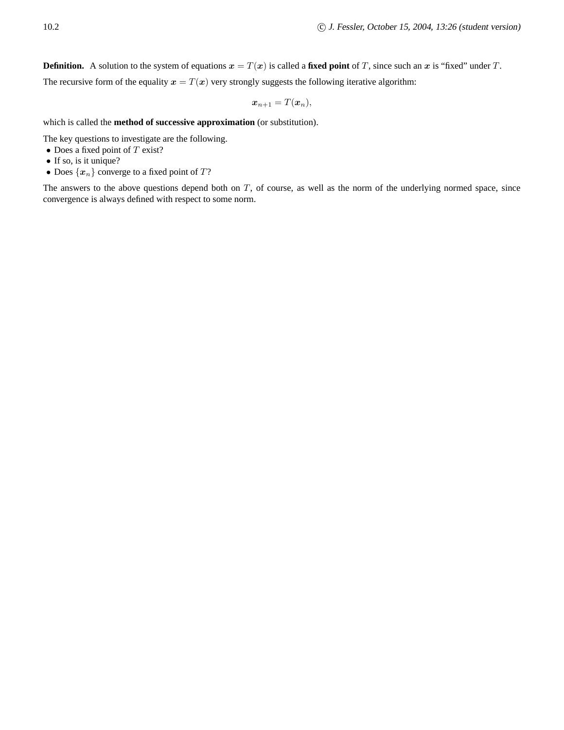**Definition.** A solution to the system of equations $\boldsymbol{x} = T(\boldsymbol{x})$ is called a **fixed point** of $T$, since such an $\boldsymbol{x}$ is "fixed" under $T$.

The recursive form of the equality $\boldsymbol{x} = T(\boldsymbol{x})$ very strongly suggests the following iterative algorithm:

$$\boldsymbol{x}_{n+1} = T(\boldsymbol{x}_n),$$

which is called the **method of successive approximation** (or substitution).

The key questions to investigate are the following.

- Does a fixed point of $T$ exist?
- If so, is it unique?
- Does $\{\boldsymbol{x}_n\}$ converge to a fixed point of $T$?

The answers to the above questions depend both on $T$, of course, as well as the norm of the underlying normed space, since convergence is always defined with respect to some norm.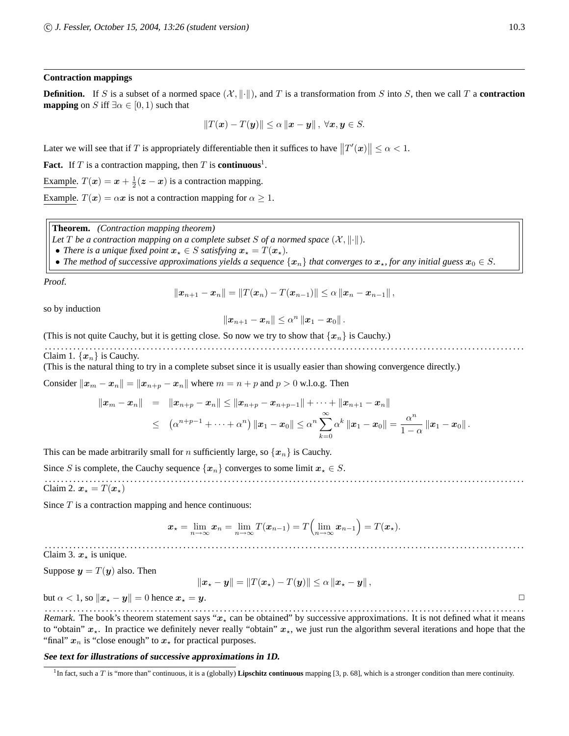## Contraction mappings

**Definition.** If $S$ is a subset of a normed space $(\mathcal{X}, \|\cdot\|)$, and $T$ is a transformation from $S$ into $S$, then we call $T$ a **contraction mapping** on $S$ iff $\exists \alpha \in [0,1)$ such that

$$\|T(\boldsymbol{x}) - T(\boldsymbol{y})\| \leq \alpha \|\boldsymbol{x} - \boldsymbol{y}\|, \ \forall \boldsymbol{x}, \boldsymbol{y} \in S.$$

Later we will see that if $T$ is appropriately differentiable then it suffices to have $\|T'(\boldsymbol{x})\| \leq \alpha < 1$.

**Fact.** If $T$ is a contraction mapping, then $T$ is **continuous**[1].

Example. $T(\boldsymbol{x}) = \boldsymbol{x} + \frac{1}{2}(\boldsymbol{z} - \boldsymbol{x})$ is a contraction mapping.

Example. $T(\boldsymbol{x}) = \alpha \boldsymbol{x}$ is not a contraction mapping for $\alpha \geq 1$.

**Theorem.** *(Contraction mapping theorem)*
*Let $T$ be a contraction mapping on a complete subset $S$ of a normed space $(\mathcal{X}, \|\cdot\|)$.*
- *There is a unique fixed point $\boldsymbol{x}_\star \in S$ satisfying $\boldsymbol{x}_\star = T(\boldsymbol{x}_\star)$.*
- *The method of successive approximations yields a sequence $\{\boldsymbol{x}_n\}$ that converges to $\boldsymbol{x}_\star$, for any initial guess $\boldsymbol{x}_0 \in S$.*

*Proof.*

$$\|\boldsymbol{x}_{n+1} - \boldsymbol{x}_n\| = \|T(\boldsymbol{x}_n) - T(\boldsymbol{x}_{n-1})\| \leq \alpha \|\boldsymbol{x}_n - \boldsymbol{x}_{n-1}\|,$$

so by induction

$$\|\boldsymbol{x}_{n+1} - \boldsymbol{x}_n\| \leq \alpha^n \|\boldsymbol{x}_1 - \boldsymbol{x}_0\|.$$

(This is not quite Cauchy, but it is getting close. So now we try to show that $\{\boldsymbol{x}_n\}$ is Cauchy.)

---

Claim 1. $\{\boldsymbol{x}_n\}$ is Cauchy.
(This is the natural thing to try in a complete subset since it is usually easier than showing convergence directly.)

Consider $\|\boldsymbol{x}_m - \boldsymbol{x}_n\| = \|\boldsymbol{x}_{n+p} - \boldsymbol{x}_n\|$ where $m = n + p$ and $p > 0$ w.l.o.g. Then

$$\begin{aligned}
\|\boldsymbol{x}_m - \boldsymbol{x}_n\| &= \|\boldsymbol{x}_{n+p} - \boldsymbol{x}_n\| \leq \|\boldsymbol{x}_{n+p} - \boldsymbol{x}_{n+p-1}\| + \cdots + \|\boldsymbol{x}_{n+1} - \boldsymbol{x}_n\| \\
&\leq \left(\alpha^{n+p-1} + \cdots + \alpha^n\right) \|\boldsymbol{x}_1 - \boldsymbol{x}_0\| \leq \alpha^n \sum_{k=0}^{\infty} \alpha^k \|\boldsymbol{x}_1 - \boldsymbol{x}_0\| = \frac{\alpha^n}{1-\alpha} \|\boldsymbol{x}_1 - \boldsymbol{x}_0\|.
\end{aligned}$$

This can be made arbitrarily small for $n$ sufficiently large, so $\{\boldsymbol{x}_n\}$ is Cauchy.

Since $S$ is complete, the Cauchy sequence $\{\boldsymbol{x}_n\}$ converges to some limit $\boldsymbol{x}_\star \in S$.

---

Claim 2. $\boldsymbol{x}_\star = T(\boldsymbol{x}_\star)$

Since $T$ is a contraction mapping and hence continuous:

$$\boldsymbol{x}_\star = \lim_{n\to\infty} \boldsymbol{x}_n = \lim_{n\to\infty} T(\boldsymbol{x}_{n-1}) = T\Big(\lim_{n\to\infty} \boldsymbol{x}_{n-1}\Big) = T(\boldsymbol{x}_\star).$$

---

Claim 3. $\boldsymbol{x}_\star$ is unique.

Suppose $\boldsymbol{y} = T(\boldsymbol{y})$ also. Then

$$\|\boldsymbol{x}_\star - \boldsymbol{y}\| = \|T(\boldsymbol{x}_\star) - T(\boldsymbol{y})\| \leq \alpha \|\boldsymbol{x}_\star - \boldsymbol{y}\|,$$

but $\alpha < 1$, so $\|\boldsymbol{x}_\star - \boldsymbol{y}\| = 0$ hence $\boldsymbol{x}_\star = \boldsymbol{y}$. □

---

*Remark.* The book's theorem statement says "$\boldsymbol{x}_\star$ can be obtained" by successive approximations. It is not defined what it means to "obtain" $\boldsymbol{x}_\star$. In practice we definitely never really "obtain" $\boldsymbol{x}_\star$, we just run the algorithm several iterations and hope that the "final" $\boldsymbol{x}_n$ is "close enough" to $\boldsymbol{x}_\star$ for practical purposes.

***See text for illustrations of successive approximations in 1D.***

---

[1] In fact, such a $T$ is "more than" continuous, it is a (globally) **Lipschitz continuous** mapping [3, p. 68], which is a stronger condition than mere continuity.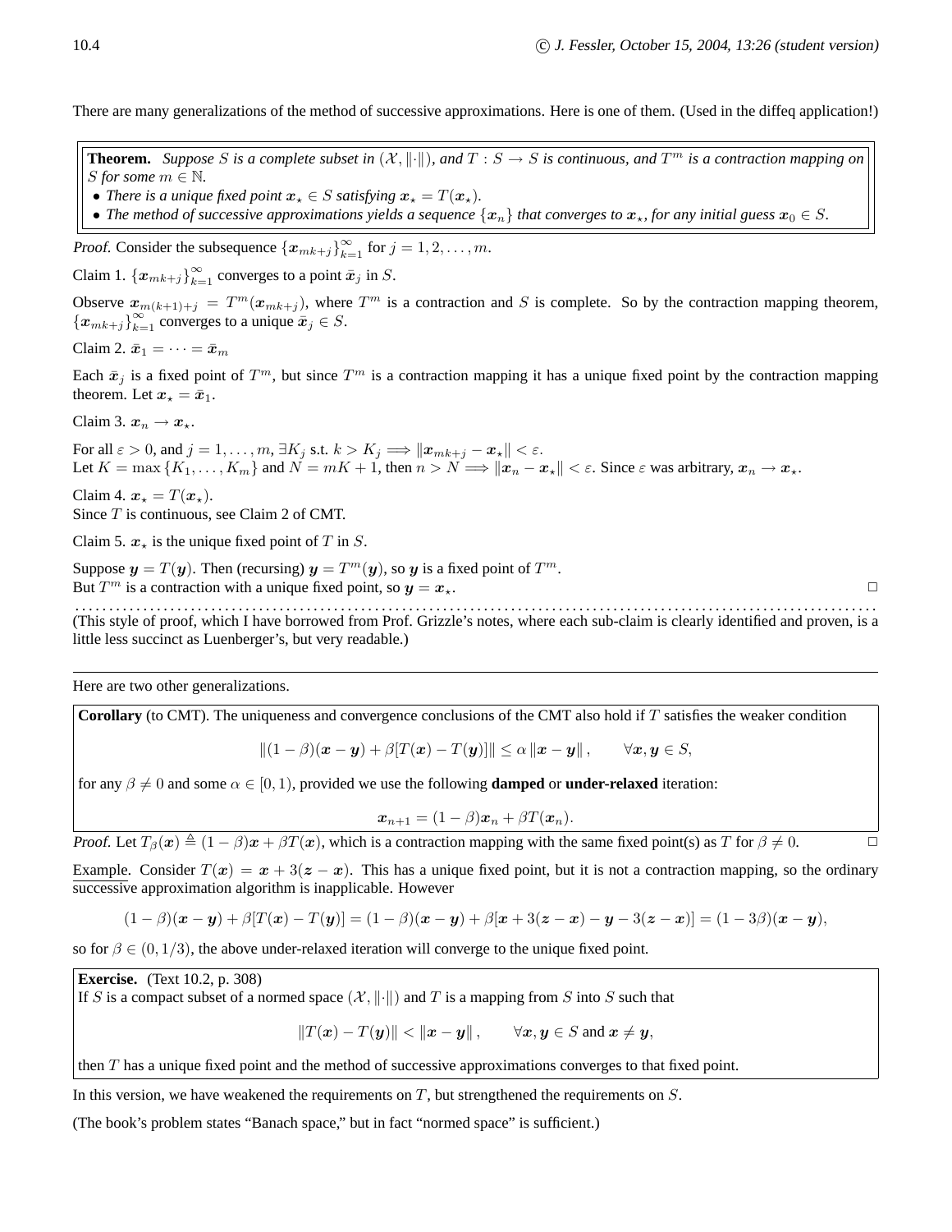There are many generalizations of the method of successive approximations. Here is one of them. (Used in the diffeq application!)

**Theorem.** *Suppose $S$ is a complete subset in $(\mathcal{X}, \|\cdot\|)$, and $T : S \to S$ is continuous, and $T^m$ is a contraction mapping on $S$ for some $m \in \mathbb{N}$.*

- *There is a unique fixed point $\boldsymbol{x}_\star \in S$ satisfying $\boldsymbol{x}_\star = T(\boldsymbol{x}_\star)$.*
- *The method of successive approximations yields a sequence $\{\boldsymbol{x}_n\}$ that converges to $\boldsymbol{x}_\star$, for any initial guess $\boldsymbol{x}_0 \in S$.*

*Proof.* Consider the subsequence $\{\boldsymbol{x}_{mk+j}\}_{k=1}^{\infty}$ for $j = 1, 2, \ldots, m$.

Claim 1. $\{\boldsymbol{x}_{mk+j}\}_{k=1}^{\infty}$ converges to a point $\bar{\boldsymbol{x}}_j$ in $S$.

Observe $\boldsymbol{x}_{m(k+1)+j} = T^m(\boldsymbol{x}_{mk+j})$, where $T^m$ is a contraction and $S$ is complete. So by the contraction mapping theorem, $\{\boldsymbol{x}_{mk+j}\}_{k=1}^{\infty}$ converges to a unique $\bar{\boldsymbol{x}}_j \in S$.

Claim 2. $\bar{\boldsymbol{x}}_1 = \cdots = \bar{\boldsymbol{x}}_m$

Each $\bar{\boldsymbol{x}}_j$ is a fixed point of $T^m$, but since $T^m$ is a contraction mapping it has a unique fixed point by the contraction mapping theorem. Let $\boldsymbol{x}_\star = \bar{\boldsymbol{x}}_1$.

Claim 3. $\boldsymbol{x}_n \to \boldsymbol{x}_\star$.

For all $\varepsilon > 0$, and $j = 1, \ldots, m$, $\exists K_j$ s.t. $k > K_j \Longrightarrow \|\boldsymbol{x}_{mk+j} - \boldsymbol{x}_\star\| < \varepsilon$.
Let $K = \max\{K_1, \ldots, K_m\}$ and $N = mK + 1$, then $n > N \Longrightarrow \|\boldsymbol{x}_n - \boldsymbol{x}_\star\| < \varepsilon$. Since $\varepsilon$ was arbitrary, $\boldsymbol{x}_n \to \boldsymbol{x}_\star$.

Claim 4. $\boldsymbol{x}_\star = T(\boldsymbol{x}_\star)$.
Since $T$ is continuous, see Claim 2 of CMT.

Claim 5. $\boldsymbol{x}_\star$ is the unique fixed point of $T$ in $S$.

Suppose $\boldsymbol{y} = T(\boldsymbol{y})$. Then (recursing) $\boldsymbol{y} = T^m(\boldsymbol{y})$, so $\boldsymbol{y}$ is a fixed point of $T^m$.
But $T^m$ is a contraction with a unique fixed point, so $\boldsymbol{y} = \boldsymbol{x}_\star$. □

(This style of proof, which I have borrowed from Prof. Grizzle's notes, where each sub-claim is clearly identified and proven, is a little less succinct as Luenberger's, but very readable.)

---

Here are two other generalizations.

**Corollary** (to CMT). The uniqueness and convergence conclusions of the CMT also hold if $T$ satisfies the weaker condition

$$\|(1-\beta)(\boldsymbol{x}-\boldsymbol{y}) + \beta[T(\boldsymbol{x}) - T(\boldsymbol{y})]\| \leq \alpha \|\boldsymbol{x}-\boldsymbol{y}\|, \qquad \forall \boldsymbol{x}, \boldsymbol{y} \in S,$$

for any $\beta \neq 0$ and some $\alpha \in [0, 1)$, provided we use the following **damped** or **under-relaxed** iteration:

$$\boldsymbol{x}_{n+1} = (1-\beta)\boldsymbol{x}_n + \beta T(\boldsymbol{x}_n).$$

*Proof.* Let $T_\beta(\boldsymbol{x}) \triangleq (1-\beta)\boldsymbol{x} + \beta T(\boldsymbol{x})$, which is a contraction mapping with the same fixed point(s) as $T$ for $\beta \neq 0$. □

Example. Consider $T(\boldsymbol{x}) = \boldsymbol{x} + 3(\boldsymbol{z} - \boldsymbol{x})$. This has a unique fixed point, but it is not a contraction mapping, so the ordinary successive approximation algorithm is inapplicable. However

$$(1-\beta)(\boldsymbol{x}-\boldsymbol{y}) + \beta[T(\boldsymbol{x}) - T(\boldsymbol{y})] = (1-\beta)(\boldsymbol{x}-\boldsymbol{y}) + \beta[\boldsymbol{x} + 3(\boldsymbol{z}-\boldsymbol{x}) - \boldsymbol{y} - 3(\boldsymbol{z}-\boldsymbol{x})] = (1-3\beta)(\boldsymbol{x}-\boldsymbol{y}),$$

so for $\beta \in (0, 1/3)$, the above under-relaxed iteration will converge to the unique fixed point.

**Exercise.** (Text 10.2, p. 308)
If $S$ is a compact subset of a normed space $(\mathcal{X}, \|\cdot\|)$ and $T$ is a mapping from $S$ into $S$ such that

$$\|T(\boldsymbol{x}) - T(\boldsymbol{y})\| < \|\boldsymbol{x}-\boldsymbol{y}\|, \qquad \forall \boldsymbol{x}, \boldsymbol{y} \in S \text{ and } \boldsymbol{x} \neq \boldsymbol{y},$$

then $T$ has a unique fixed point and the method of successive approximations converges to that fixed point.

In this version, we have weakened the requirements on $T$, but strengthened the requirements on $S$.

(The book's problem states "Banach space," but in fact "normed space" is sufficient.)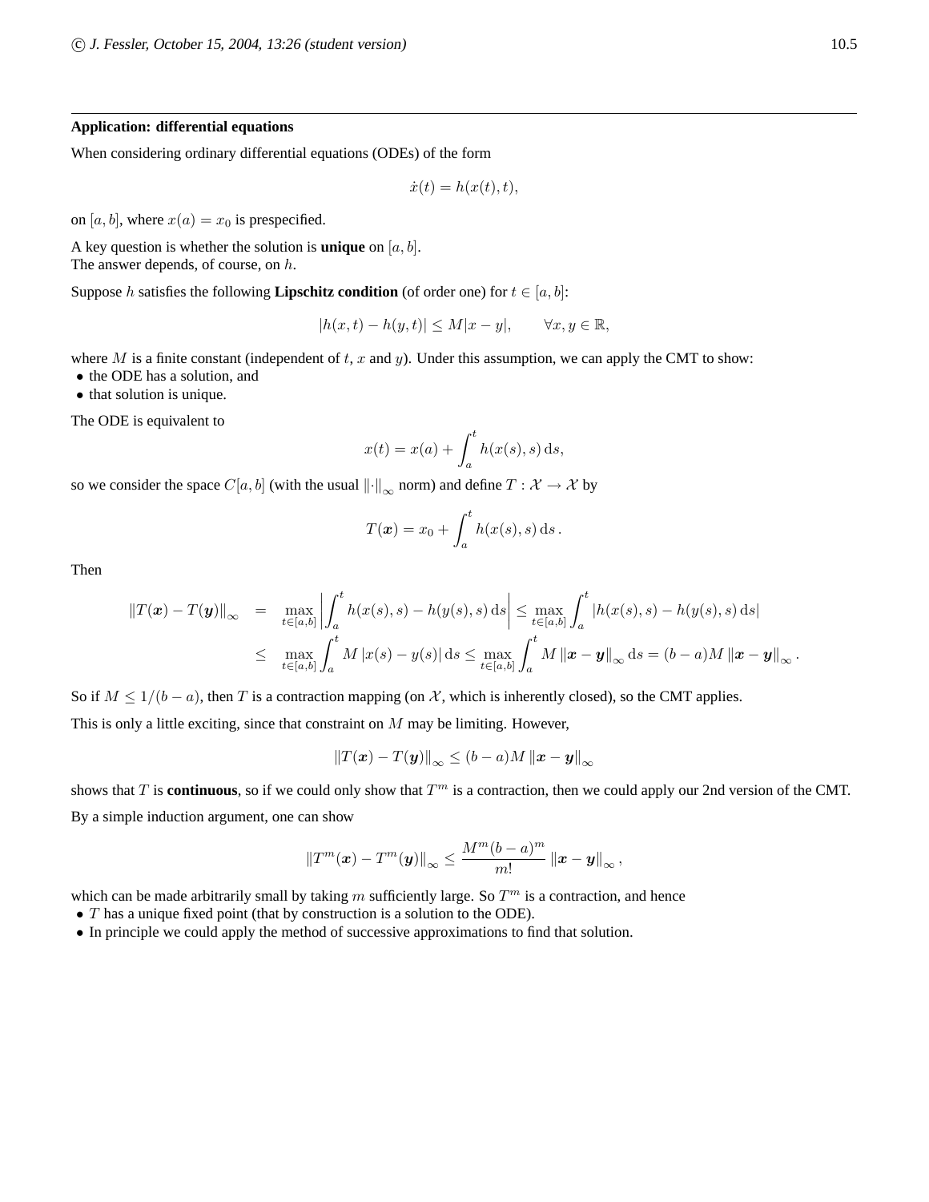**Application: differential equations**

When considering ordinary differential equations (ODEs) of the form

$$\dot{x}(t) = h(x(t), t),$$

on $[a, b]$, where $x(a) = x_0$ is prespecified.

A key question is whether the solution is **unique** on $[a, b]$.
The answer depends, of course, on $h$.

Suppose $h$ satisfies the following **Lipschitz condition** (of order one) for $t \in [a, b]$:

$$|h(x, t) - h(y, t)| \leq M|x - y|, \qquad \forall x, y \in \mathbb{R},$$

where $M$ is a finite constant (independent of $t$, $x$ and $y$). Under this assumption, we can apply the CMT to show:

- the ODE has a solution, and
- that solution is unique.

The ODE is equivalent to

$$x(t) = x(a) + \int_a^t h(x(s), s)\, \mathrm{d}s,$$

so we consider the space $C[a, b]$ (with the usual $\|\cdot\|_\infty$ norm) and define $T : \mathcal{X} \to \mathcal{X}$ by

$$T(\boldsymbol{x}) = x_0 + \int_a^t h(x(s), s)\, \mathrm{d}s\,.$$

Then

$$\begin{aligned}
\|T(\boldsymbol{x}) - T(\boldsymbol{y})\|_\infty &= \max_{t \in [a,b]} \left| \int_a^t h(x(s), s) - h(y(s), s)\, \mathrm{d}s \right| \leq \max_{t \in [a,b]} \int_a^t |h(x(s), s) - h(y(s), s)\, \mathrm{d}s| \\
&\leq \max_{t \in [a,b]} \int_a^t M\, |x(s) - y(s)|\, \mathrm{d}s \leq \max_{t \in [a,b]} \int_a^t M\, \|\boldsymbol{x} - \boldsymbol{y}\|_\infty\, \mathrm{d}s = (b - a) M\, \|\boldsymbol{x} - \boldsymbol{y}\|_\infty\,.
\end{aligned}$$

So if $M \leq 1/(b - a)$, then $T$ is a contraction mapping (on $\mathcal{X}$, which is inherently closed), so the CMT applies.

This is only a little exciting, since that constraint on $M$ may be limiting. However,

$$\|T(\boldsymbol{x}) - T(\boldsymbol{y})\|_\infty \leq (b - a) M\, \|\boldsymbol{x} - \boldsymbol{y}\|_\infty$$

shows that $T$ is **continuous**, so if we could only show that $T^m$ is a contraction, then we could apply our 2nd version of the CMT.

By a simple induction argument, one can show

$$\|T^m(\boldsymbol{x}) - T^m(\boldsymbol{y})\|_\infty \leq \frac{M^m (b - a)^m}{m!}\, \|\boldsymbol{x} - \boldsymbol{y}\|_\infty\,,$$

which can be made arbitrarily small by taking $m$ sufficiently large. So $T^m$ is a contraction, and hence

- $T$ has a unique fixed point (that by construction is a solution to the ODE).
- In principle we could apply the method of successive approximations to find that solution.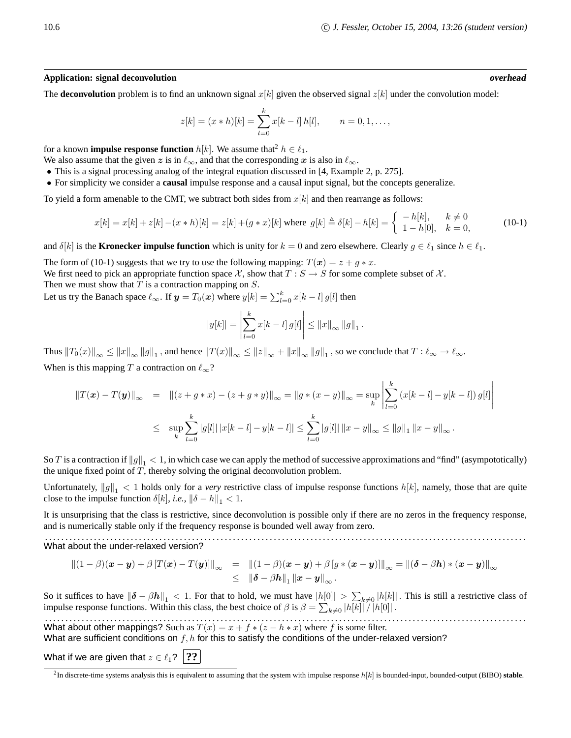### Application: signal deconvolution

***overhead***

The **deconvolution** problem is to find an unknown signal $x[k]$ given the observed signal $z[k]$ under the convolution model:

$$z[k] = (x * h)[k] = \sum_{l=0}^{k} x[k-l]\, h[l], \qquad n = 0, 1, \ldots,$$

for a known **impulse response function** $h[k]$. We assume that[2] $h \in \ell_1$.
We also assume that the given $\boldsymbol{z}$ is in $\ell_\infty$, and that the corresponding $\boldsymbol{x}$ is also in $\ell_\infty$.

- This is a signal processing analog of the integral equation discussed in [4, Example 2, p. 275].
- For simplicity we consider a **causal** impulse response and a causal input signal, but the concepts generalize.

To yield a form amenable to the CMT, we subtract both sides from $x[k]$ and then rearrange as follows:

$$x[k] = x[k] + z[k] - (x * h)[k] = z[k] + (g * x)[k] \text{ where } g[k] \triangleq \delta[k] - h[k] = \begin{cases} -h[k], & k \neq 0 \\ 1 - h[0], & k = 0, \end{cases} \tag{10-1}$$

and $\delta[k]$ is the **Kronecker impulse function** which is unity for $k = 0$ and zero elsewhere. Clearly $g \in \ell_1$ since $h \in \ell_1$.

The form of (10-1) suggests that we try to use the following mapping: $T(\boldsymbol{x}) = z + g * x$.
We first need to pick an appropriate function space $\mathcal{X}$, show that $T : S \to S$ for some complete subset of $\mathcal{X}$.
Then we must show that $T$ is a contraction mapping on $S$.
Let us try the Banach space $\ell_\infty$. If $\boldsymbol{y} = T_0(\boldsymbol{x})$ where $y[k] = \sum_{l=0}^{k} x[k-l]\, g[l]$ then

$$|y[k]| = \left| \sum_{l=0}^{k} x[k-l]\, g[l] \right| \leq \|x\|_\infty \|g\|_1 .$$

Thus $\|T_0(x)\|_\infty \leq \|x\|_\infty \|g\|_1$ , and hence $\|T(x)\|_\infty \leq \|z\|_\infty + \|x\|_\infty \|g\|_1$ , so we conclude that $T : \ell_\infty \to \ell_\infty$.

When is this mapping $T$ a contraction on $\ell_\infty$?

$$\begin{aligned} \|T(\boldsymbol{x}) - T(\boldsymbol{y})\|_\infty &= \|(z + g * x) - (z + g * y)\|_\infty = \|g * (x - y)\|_\infty = \sup_k \left| \sum_{l=0}^{k} (x[k-l] - y[k-l])\, g[l] \right| \\ &\leq \sup_k \sum_{l=0}^{k} |g[l]|\, |x[k-l] - y[k-l]| \leq \sum_{l=0}^{k} |g[l]|\, \|x - y\|_\infty \leq \|g\|_1 \|x - y\|_\infty . \end{aligned}$$

So $T$ is a contraction if $\|g\|_1 < 1$, in which case we can apply the method of successive approximations and "find" (asympototically) the unique fixed point of $T$, thereby solving the original deconvolution problem.

Unfortunately, $\|g\|_1 < 1$ holds only for a *very* restrictive class of impulse response functions $h[k]$, namely, those that are quite close to the impulse function $\delta[k]$, *i.e.*, $\|\delta - h\|_1 < 1$.

It is unsurprising that the class is restrictive, since deconvolution is possible only if there are no zeros in the frequency response, and is numerically stable only if the frequency response is bounded well away from zero.

What about the under-relaxed version?

$$\begin{aligned} \|(1-\beta)(\boldsymbol{x} - \boldsymbol{y}) + \beta\, [T(\boldsymbol{x}) - T(\boldsymbol{y})]\|_\infty &= \|(1-\beta)(\boldsymbol{x} - \boldsymbol{y}) + \beta\, [g * (\boldsymbol{x} - \boldsymbol{y})]\|_\infty = \|(\boldsymbol{\delta} - \beta \boldsymbol{h}) * (\boldsymbol{x} - \boldsymbol{y})\|_\infty \\ &\leq \|\boldsymbol{\delta} - \beta \boldsymbol{h}\|_1 \|\boldsymbol{x} - \boldsymbol{y}\|_\infty . \end{aligned}$$

So it suffices to have $\|\boldsymbol{\delta} - \beta \boldsymbol{h}\|_1 < 1$. For that to hold, we must have $|h[0]| > \sum_{k \neq 0} |h[k]|$ . This is still a restrictive class of impulse response functions. Within this class, the best choice of $\beta$ is $\beta = \sum_{k \neq 0} |h[k]| \,/\, |h[0]|$ .

What about other mappings? Such as $T(x) = x + f * (z - h * x)$ where $f$ is some filter.
What are sufficient conditions on $f, h$ for this to satisfy the conditions of the under-relaxed version?

What if we are given that $z \in \ell_1$? **??**

[2] In discrete-time systems analysis this is equivalent to assuming that the system with impulse response $h[k]$ is bounded-input, bounded-output (BIBO) **stable**.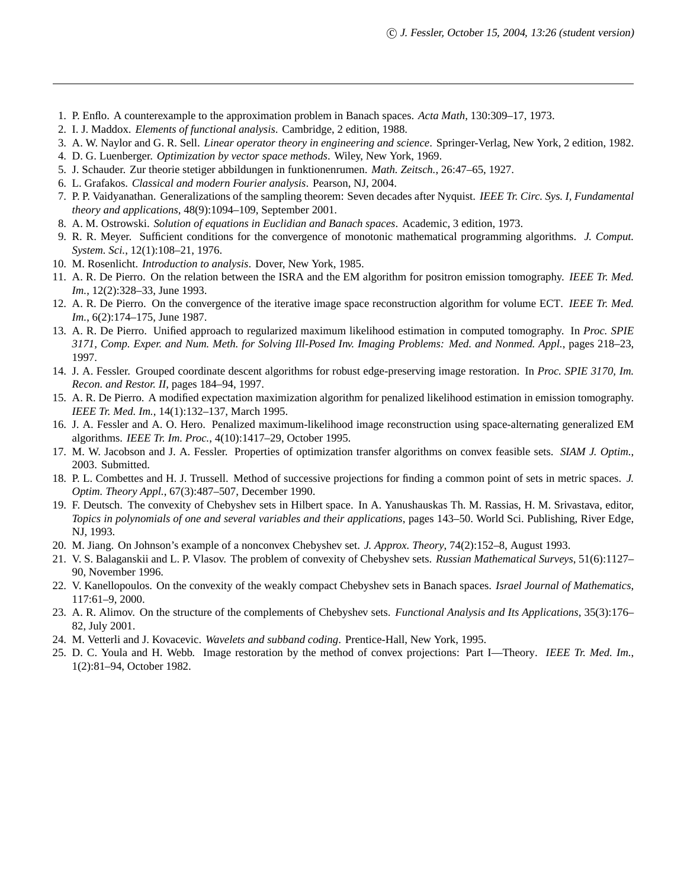1. P. Enflo. A counterexample to the approximation problem in Banach spaces. *Acta Math*, 130:309–17, 1973.
2. I. J. Maddox. *Elements of functional analysis*. Cambridge, 2 edition, 1988.
3. A. W. Naylor and G. R. Sell. *Linear operator theory in engineering and science*. Springer-Verlag, New York, 2 edition, 1982.
4. D. G. Luenberger. *Optimization by vector space methods*. Wiley, New York, 1969.
5. J. Schauder. Zur theorie stetiger abbildungen in funktionenrumen. *Math. Zeitsch.*, 26:47–65, 1927.
6. L. Grafakos. *Classical and modern Fourier analysis*. Pearson, NJ, 2004.
7. P. P. Vaidyanathan. Generalizations of the sampling theorem: Seven decades after Nyquist. *IEEE Tr. Circ. Sys. I, Fundamental theory and applications*, 48(9):1094–109, September 2001.
8. A. M. Ostrowski. *Solution of equations in Euclidian and Banach spaces*. Academic, 3 edition, 1973.
9. R. R. Meyer. Sufficient conditions for the convergence of monotonic mathematical programming algorithms. *J. Comput. System. Sci.*, 12(1):108–21, 1976.
10. M. Rosenlicht. *Introduction to analysis*. Dover, New York, 1985.
11. A. R. De Pierro. On the relation between the ISRA and the EM algorithm for positron emission tomography. *IEEE Tr. Med. Im.*, 12(2):328–33, June 1993.
12. A. R. De Pierro. On the convergence of the iterative image space reconstruction algorithm for volume ECT. *IEEE Tr. Med. Im.*, 6(2):174–175, June 1987.
13. A. R. De Pierro. Unified approach to regularized maximum likelihood estimation in computed tomography. In *Proc. SPIE 3171, Comp. Exper. and Num. Meth. for Solving Ill-Posed Inv. Imaging Problems: Med. and Nonmed. Appl.*, pages 218–23, 1997.
14. J. A. Fessler. Grouped coordinate descent algorithms for robust edge-preserving image restoration. In *Proc. SPIE 3170, Im. Recon. and Restor. II*, pages 184–94, 1997.
15. A. R. De Pierro. A modified expectation maximization algorithm for penalized likelihood estimation in emission tomography. *IEEE Tr. Med. Im.*, 14(1):132–137, March 1995.
16. J. A. Fessler and A. O. Hero. Penalized maximum-likelihood image reconstruction using space-alternating generalized EM algorithms. *IEEE Tr. Im. Proc.*, 4(10):1417–29, October 1995.
17. M. W. Jacobson and J. A. Fessler. Properties of optimization transfer algorithms on convex feasible sets. *SIAM J. Optim.*, 2003. Submitted.
18. P. L. Combettes and H. J. Trussell. Method of successive projections for finding a common point of sets in metric spaces. *J. Optim. Theory Appl.*, 67(3):487–507, December 1990.
19. F. Deutsch. The convexity of Chebyshev sets in Hilbert space. In A. Yanushauskas Th. M. Rassias, H. M. Srivastava, editor, *Topics in polynomials of one and several variables and their applications*, pages 143–50. World Sci. Publishing, River Edge, NJ, 1993.
20. M. Jiang. On Johnson's example of a nonconvex Chebyshev set. *J. Approx. Theory*, 74(2):152–8, August 1993.
21. V. S. Balaganskii and L. P. Vlasov. The problem of convexity of Chebyshev sets. *Russian Mathematical Surveys*, 51(6):1127–90, November 1996.
22. V. Kanellopoulos. On the convexity of the weakly compact Chebyshev sets in Banach spaces. *Israel Journal of Mathematics*, 117:61–9, 2000.
23. A. R. Alimov. On the structure of the complements of Chebyshev sets. *Functional Analysis and Its Applications*, 35(3):176–82, July 2001.
24. M. Vetterli and J. Kovacevic. *Wavelets and subband coding*. Prentice-Hall, New York, 1995.
25. D. C. Youla and H. Webb. Image restoration by the method of convex projections: Part I—Theory. *IEEE Tr. Med. Im.*, 1(2):81–94, October 1982.